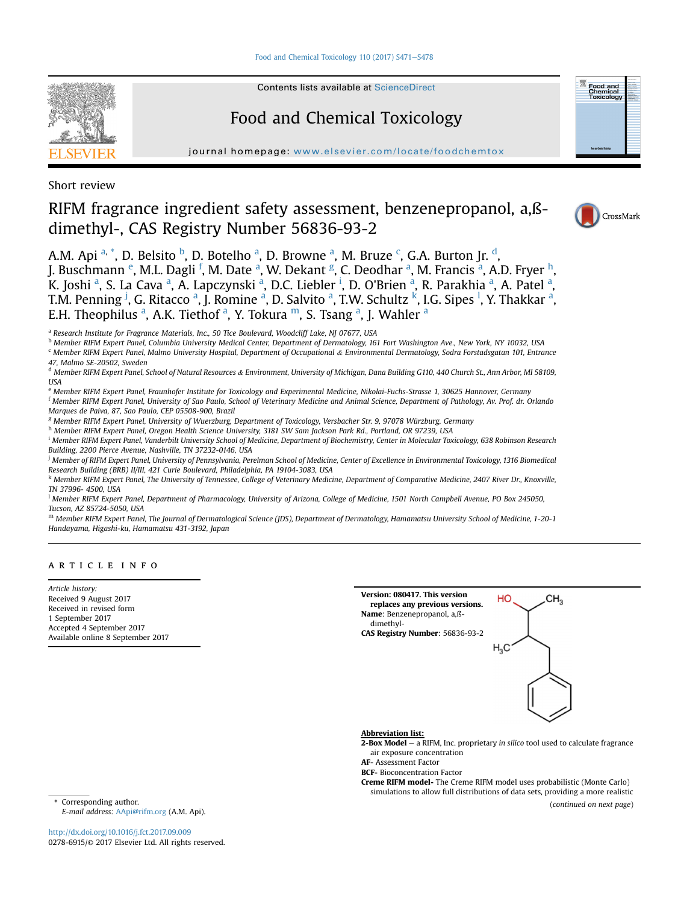Short review

# RIFM fragrance ingredient safety assessment, benzenepropanol, a,ß-dimethyl-, CAS Registry Number 56836-93-2

A.M. Api [a,*], D. Belsito [b], D. Botelho [a], D. Browne [a], M. Bruze [c], G.A. Burton Jr. [d], J. Buschmann [e], M.L. Dagli [f], M. Date [a], W. Dekant [g], C. Deodhar [a], M. Francis [a], A.D. Fryer [h], K. Joshi [a], S. La Cava [a], A. Lapczynski [a], D.C. Liebler [i], D. O'Brien [a], R. Parakhia [a], A. Patel [a], T.M. Penning [j], G. Ritacco [a], J. Romine [a], D. Salvito [a], T.W. Schultz [k], I.G. Sipes [l], Y. Thakkar [a], E.H. Theophilus [a], A.K. Tiethof [a], Y. Tokura [m], S. Tsang [a], J. Wahler [a]

[a] Research Institute for Fragrance Materials, Inc., 50 Tice Boulevard, Woodcliff Lake, NJ 07677, USA
[b] Member RIFM Expert Panel, Columbia University Medical Center, Department of Dermatology, 161 Fort Washington Ave., New York, NY 10032, USA
[c] Member RIFM Expert Panel, Malmo University Hospital, Department of Occupational & Environmental Dermatology, Sodra Forstadsgatan 101, Entrance 47, Malmo SE-20502, Sweden
[d] Member RIFM Expert Panel, School of Natural Resources & Environment, University of Michigan, Dana Building G110, 440 Church St., Ann Arbor, MI 58109, USA
[e] Member RIFM Expert Panel, Fraunhofer Institute for Toxicology and Experimental Medicine, Nikolai-Fuchs-Strasse 1, 30625 Hannover, Germany
[f] Member RIFM Expert Panel, University of Sao Paulo, School of Veterinary Medicine and Animal Science, Department of Pathology, Av. Prof. dr. Orlando Marques de Paiva, 87, Sao Paulo, CEP 05508-900, Brazil
[g] Member RIFM Expert Panel, University of Wuerzburg, Department of Toxicology, Versbacher Str. 9, 97078 Würzburg, Germany
[h] Member RIFM Expert Panel, Oregon Health Science University, 3181 SW Sam Jackson Park Rd., Portland, OR 97239, USA
[i] Member RIFM Expert Panel, Vanderbilt University School of Medicine, Department of Biochemistry, Center in Molecular Toxicology, 638 Robinson Research Building, 2200 Pierce Avenue, Nashville, TN 37232-0146, USA
[j] Member of RIFM Expert Panel, University of Pennsylvania, Perelman School of Medicine, Center of Excellence in Environmental Toxicology, 1316 Biomedical Research Building (BRB) II/III, 421 Curie Boulevard, Philadelphia, PA 19104-3083, USA
[k] Member RIFM Expert Panel, The University of Tennessee, College of Veterinary Medicine, Department of Comparative Medicine, 2407 River Dr., Knoxville, TN 37996- 4500, USA
[l] Member RIFM Expert Panel, Department of Pharmacology, University of Arizona, College of Medicine, 1501 North Campbell Avenue, PO Box 245050, Tucson, AZ 85724-5050, USA
[m] Member RIFM Expert Panel, The Journal of Dermatological Science (JDS), Department of Dermatology, Hamamatsu University School of Medicine, 1-20-1 Handayama, Higashi-ku, Hamamatsu 431-3192, Japan

## ARTICLE INFO

*Article history:*
Received 9 August 2017
Received in revised form
1 September 2017
Accepted 4 September 2017
Available online 8 September 2017

**Version: 080417. This version replaces any previous versions.**
**Name**: Benzenepropanol, a,ß-dimethyl-
**CAS Registry Number**: 56836-93-2

**Abbreviation list:**

**2-Box Model** – a RIFM, Inc. proprietary *in silico* tool used to calculate fragrance air exposure concentration
**AF**- Assessment Factor
**BCF**- Bioconcentration Factor
**Creme RIFM model-** The Creme RIFM model uses probabilistic (Monte Carlo) simulations to allow full distributions of data sets, providing a more realistic

(*continued on next page*)

* Corresponding author.
*E-mail address:* AApi@rifm.org (A.M. Api).

http://dx.doi.org/10.1016/j.fct.2017.09.009
0278-6915/© 2017 Elsevier Ltd. All rights reserved.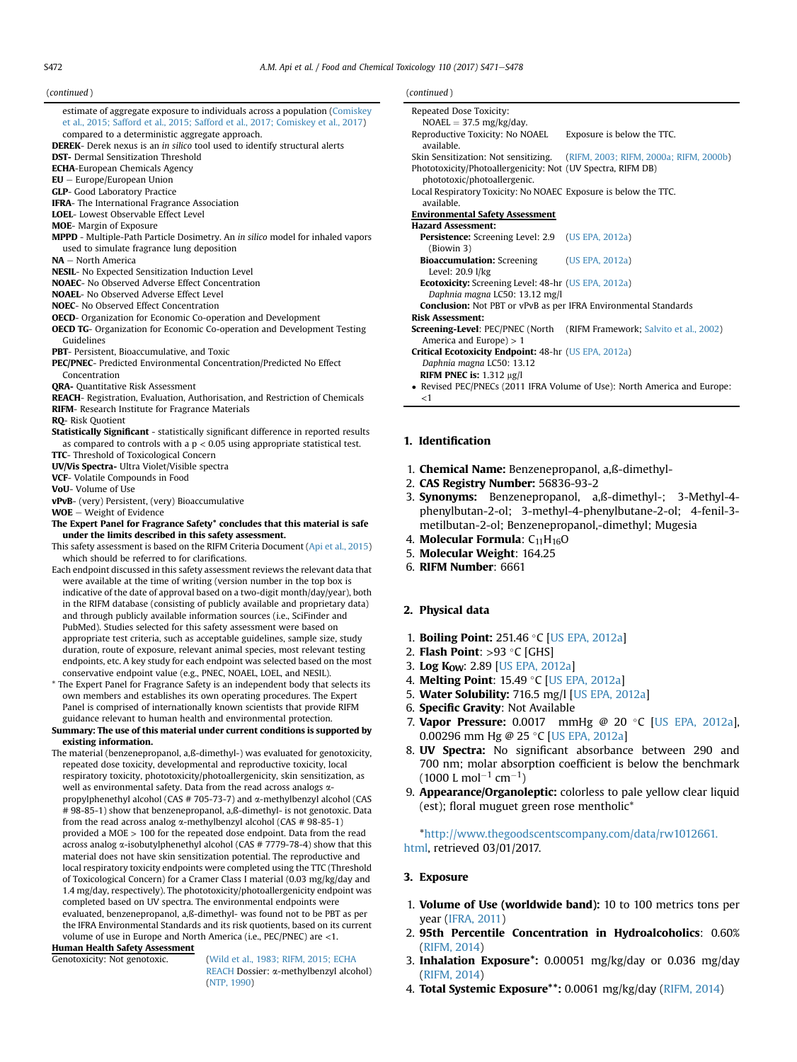(*continued*)

estimate of aggregate exposure to individuals across a population (Comiskey et al., 2015; Safford et al., 2015; Safford et al., 2017; Comiskey et al., 2017) compared to a deterministic aggregate approach.

**DEREK**- Derek nexus is an *in silico* tool used to identify structural alerts

**DST-** Dermal Sensitization Threshold

**ECHA**-European Chemicals Agency

**EU** – Europe/European Union

**GLP**- Good Laboratory Practice

**IFRA**- The International Fragrance Association

**LOEL**- Lowest Observable Effect Level

**MOE**- Margin of Exposure

**MPPD** - Multiple-Path Particle Dosimetry. An *in silico* model for inhaled vapors used to simulate fragrance lung deposition

**NA** – North America

**NESIL**- No Expected Sensitization Induction Level

**NOAEC**- No Observed Adverse Effect Concentration

**NOAEL**- No Observed Adverse Effect Level

**NOEC**- No Observed Effect Concentration

**OECD**- Organization for Economic Co-operation and Development

**OECD TG**- Organization for Economic Co-operation and Development Testing Guidelines

**PBT**- Persistent, Bioaccumulative, and Toxic

**PEC/PNEC**- Predicted Environmental Concentration/Predicted No Effect Concentration

**QRA-** Quantitative Risk Assessment

**REACH**- Registration, Evaluation, Authorisation, and Restriction of Chemicals

**RIFM**- Research Institute for Fragrance Materials

**RQ**- Risk Quotient

**Statistically Significant** - statistically significant difference in reported results as compared to controls with a $p < 0.05$ using appropriate statistical test.

**TTC**- Threshold of Toxicological Concern

**UV/Vis Spectra-** Ultra Violet/Visible spectra

**VCF**- Volatile Compounds in Food

**VoU**- Volume of Use

**vPvB**- (very) Persistent, (very) Bioaccumulative

**WOE** – Weight of Evidence

**The Expert Panel for Fragrance Safety\* concludes that this material is safe under the limits described in this safety assessment.**

This safety assessment is based on the RIFM Criteria Document (Api et al., 2015) which should be referred to for clarifications.

Each endpoint discussed in this safety assessment reviews the relevant data that were available at the time of writing (version number in the top box is indicative of the date of approval based on a two-digit month/day/year), both in the RIFM database (consisting of publicly available and proprietary data) and through publicly available information sources (i.e., SciFinder and PubMed). Studies selected for this safety assessment were based on appropriate test criteria, such as acceptable guidelines, sample size, study duration, route of exposure, relevant animal species, most relevant testing endpoints, etc. A key study for each endpoint was selected based on the most conservative endpoint value (e.g., PNEC, NOAEL, LOEL, and NESIL).

\* The Expert Panel for Fragrance Safety is an independent body that selects its own members and establishes its own operating procedures. The Expert Panel is comprised of internationally known scientists that provide RIFM guidance relevant to human health and environmental protection.

**Summary: The use of this material under current conditions is supported by existing information.**

The material (benzenepropanol, a,ß-dimethyl-) was evaluated for genotoxicity, repeated dose toxicity, developmental and reproductive toxicity, local respiratory toxicity, phototoxicity/photoallergenicity, skin sensitization, as well as environmental safety. Data from the read across analogs α-propylphenethyl alcohol (CAS # 705-73-7) and α-methylbenzyl alcohol (CAS # 98-85-1) show that benzenepropanol, a,ß-dimethyl- is not genotoxic. Data from the read across analog α-methylbenzyl alcohol (CAS # 98-85-1) provided a MOE > 100 for the repeated dose endpoint. Data from the read across analog α-isobutylphenethyl alcohol (CAS # 7779-78-4) show that this material does not have skin sensitization potential. The reproductive and local respiratory toxicity endpoints were completed using the TTC (Threshold of Toxicological Concern) for a Cramer Class I material (0.03 mg/kg/day and 1.4 mg/day, respectively). The phototoxicity/photoallergenicity endpoint was completed based on UV spectra. The environmental endpoints were evaluated, benzenepropanol, a,ß-dimethyl- was found not to be PBT as per the IFRA Environmental Standards and its risk quotients, based on its current volume of use in Europe and North America (i.e., PEC/PNEC) are <1.

**Human Health Safety Assessment**

| | |
|---|---|
| Genotoxicity: Not genotoxic. | (Wild et al., 1983; RIFM, 2015; ECHA REACH Dossier: α-methylbenzyl alcohol) (NTP, 1990) |
| Repeated Dose Toxicity: NOAEL = 37.5 mg/kg/day. | |
| Reproductive Toxicity: No NOAEL available. | Exposure is below the TTC. |
| Skin Sensitization: Not sensitizing. | (RIFM, 2003; RIFM, 2000a; RIFM, 2000b) |
| Phototoxicity/Photoallergenicity: Not phototoxic/photoallergenic. | (UV Spectra, RIFM DB) |
| Local Respiratory Toxicity: No NOAEC available. | Exposure is below the TTC. |

**Environmental Safety Assessment**

**Hazard Assessment:**

| | |
|---|---|
| **Persistence:** Screening Level: 2.9 (Biowin 3) | (US EPA, 2012a) |
| **Bioaccumulation:** Screening Level: 20.9 l/kg | (US EPA, 2012a) |
| **Ecotoxicity:** Screening Level: 48-hr *Daphnia magna* LC50: 13.12 mg/l | (US EPA, 2012a) |
| **Conclusion:** Not PBT or vPvB as per IFRA Environmental Standards | |

**Risk Assessment:**

| | |
|---|---|
| **Screening-Level**: PEC/PNEC (North America and Europe) > 1 | (RIFM Framework; Salvito et al., 2002) |
| **Critical Ecotoxicity Endpoint:** 48-hr *Daphnia magna* LC50: 13.12 | (US EPA, 2012a) |
| **RIFM PNEC is:** 1.312 μg/l | |

- Revised PEC/PNECs (2011 IFRA Volume of Use): North America and Europe: <1

## 1. Identification

1. **Chemical Name:** Benzenepropanol, a,ß-dimethyl-
2. **CAS Registry Number:** 56836-93-2
3. **Synonyms:** Benzenepropanol, a,ß-dimethyl-; 3-Methyl-4-phenylbutan-2-ol; 3-methyl-4-phenylbutane-2-ol; 4-fenil-3-metilbutan-2-ol; Benzenepropanol,-dimethyl; Mugesia
4. **Molecular Formula**: $C_{11}H_{16}O$
5. **Molecular Weight**: 164.25
6. **RIFM Number**: 6661

## 2. Physical data

1. **Boiling Point:** 251.46 °C [US EPA, 2012a]
2. **Flash Point**: >93 °C [GHS]
3. **Log K$_{OW}$**: 2.89 [US EPA, 2012a]
4. **Melting Point**: 15.49 °C [US EPA, 2012a]
5. **Water Solubility:** 716.5 mg/l [US EPA, 2012a]
6. **Specific Gravity**: Not Available
7. **Vapor Pressure:** 0.0017 mmHg @ 20 °C [US EPA, 2012a], 0.00296 mm Hg @ 25 °C [US EPA, 2012a]
8. **UV Spectra:** No significant absorbance between 290 and 700 nm; molar absorption coefficient is below the benchmark (1000 L mol$^{-1}$ cm$^{-1}$)
9. **Appearance/Organoleptic:** colorless to pale yellow clear liquid (est); floral muguet green rose mentholic\*

\*http://www.thegoodscentscompany.com/data/rw1012661.html, retrieved 03/01/2017.

## 3. Exposure

1. **Volume of Use (worldwide band):** 10 to 100 metrics tons per year (IFRA, 2011)
2. **95th Percentile Concentration in Hydroalcoholics**: 0.60% (RIFM, 2014)
3. **Inhalation Exposure\*:** 0.00051 mg/kg/day or 0.036 mg/day (RIFM, 2014)
4. **Total Systemic Exposure\*\*:** 0.0061 mg/kg/day (RIFM, 2014)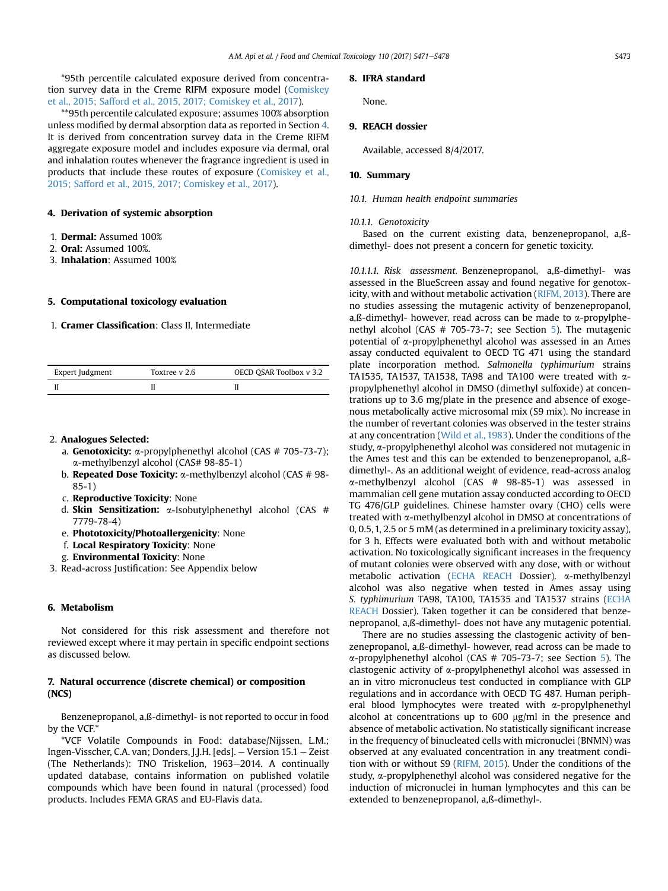*95th percentile calculated exposure derived from concentration survey data in the Creme RIFM exposure model (Comiskey et al., 2015; Safford et al., 2015, 2017; Comiskey et al., 2017).

**95th percentile calculated exposure; assumes 100% absorption unless modified by dermal absorption data as reported in Section 4. It is derived from concentration survey data in the Creme RIFM aggregate exposure model and includes exposure via dermal, oral and inhalation routes whenever the fragrance ingredient is used in products that include these routes of exposure (Comiskey et al., 2015; Safford et al., 2015, 2017; Comiskey et al., 2017).

## 4. Derivation of systemic absorption

1. **Dermal:** Assumed 100%
2. **Oral:** Assumed 100%.
3. **Inhalation**: Assumed 100%

## 5. Computational toxicology evaluation

1. **Cramer Classification**: Class II, Intermediate

| Expert Judgment | Toxtree v 2.6 | OECD QSAR Toolbox v 3.2 |
|---|---|---|
| II | II | II |

2. **Analogues Selected:**
   a. **Genotoxicity:** α-propylphenethyl alcohol (CAS # 705-73-7); α-methylbenzyl alcohol (CAS# 98-85-1)
   b. **Repeated Dose Toxicity:** α-methylbenzyl alcohol (CAS # 98-85-1)
   c. **Reproductive Toxicity**: None
   d. **Skin Sensitization:** α-Isobutylphenethyl alcohol (CAS # 7779-78-4)
   e. **Phototoxicity/Photoallergenicity**: None
   f. **Local Respiratory Toxicity**: None
   g. **Environmental Toxicity**: None
3. Read-across Justification: See Appendix below

## 6. Metabolism

Not considered for this risk assessment and therefore not reviewed except where it may pertain in specific endpoint sections as discussed below.

## 7. Natural occurrence (discrete chemical) or composition (NCS)

Benzenepropanol, a,ß-dimethyl- is not reported to occur in food by the VCF.*

*VCF Volatile Compounds in Food: database/Nijssen, L.M.; Ingen-Visscher, C.A. van; Donders, J.J.H. [eds]. – Version 15.1 – Zeist (The Netherlands): TNO Triskelion, 1963–2014. A continually updated database, contains information on published volatile compounds which have been found in natural (processed) food products. Includes FEMA GRAS and EU-Flavis data.

## 8. IFRA standard

None.

## 9. REACH dossier

Available, accessed 8/4/2017.

## 10. Summary

### 10.1. Human health endpoint summaries

#### 10.1.1. Genotoxicity

Based on the current existing data, benzenepropanol, a,ß-dimethyl- does not present a concern for genetic toxicity.

*10.1.1.1. Risk assessment.* Benzenepropanol, a,ß-dimethyl- was assessed in the BlueScreen assay and found negative for genotoxicity, with and without metabolic activation (RIFM, 2013). There are no studies assessing the mutagenic activity of benzenepropanol, a,ß-dimethyl- however, read across can be made to α-propylphenethyl alcohol (CAS # 705-73-7; see Section 5). The mutagenic potential of α-propylphenethyl alcohol was assessed in an Ames assay conducted equivalent to OECD TG 471 using the standard plate incorporation method. *Salmonella typhimurium* strains TA1535, TA1537, TA1538, TA98 and TA100 were treated with α-propylphenethyl alcohol in DMSO (dimethyl sulfoxide) at concentrations up to 3.6 mg/plate in the presence and absence of exogenous metabolically active microsomal mix (S9 mix). No increase in the number of revertant colonies was observed in the tester strains at any concentration (Wild et al., 1983). Under the conditions of the study, α-propylphenethyl alcohol was considered not mutagenic in the Ames test and this can be extended to benzenepropanol, a,ß-dimethyl-. As an additional weight of evidence, read-across analog α-methylbenzyl alcohol (CAS # 98-85-1) was assessed in mammalian cell gene mutation assay conducted according to OECD TG 476/GLP guidelines. Chinese hamster ovary (CHO) cells were treated with α-methylbenzyl alcohol in DMSO at concentrations of 0, 0.5, 1, 2.5 or 5 mM (as determined in a preliminary toxicity assay), for 3 h. Effects were evaluated both with and without metabolic activation. No toxicologically significant increases in the frequency of mutant colonies were observed with any dose, with or without metabolic activation (ECHA REACH Dossier). α-methylbenzyl alcohol was also negative when tested in Ames assay using *S. typhimurium* TA98, TA100, TA1535 and TA1537 strains (ECHA REACH Dossier). Taken together it can be considered that benzenepropanol, a,ß-dimethyl- does not have any mutagenic potential.

There are no studies assessing the clastogenic activity of benzenepropanol, a,ß-dimethyl- however, read across can be made to α-propylphenethyl alcohol (CAS # 705-73-7; see Section 5). The clastogenic activity of α-propylphenethyl alcohol was assessed in an in vitro micronucleus test conducted in compliance with GLP regulations and in accordance with OECD TG 487. Human peripheral blood lymphocytes were treated with α-propylphenethyl alcohol at concentrations up to 600 μg/ml in the presence and absence of metabolic activation. No statistically significant increase in the frequency of binucleated cells with micronuclei (BNMN) was observed at any evaluated concentration in any treatment condition with or without S9 (RIFM, 2015). Under the conditions of the study, α-propylphenethyl alcohol was considered negative for the induction of micronuclei in human lymphocytes and this can be extended to benzenepropanol, a,ß-dimethyl-.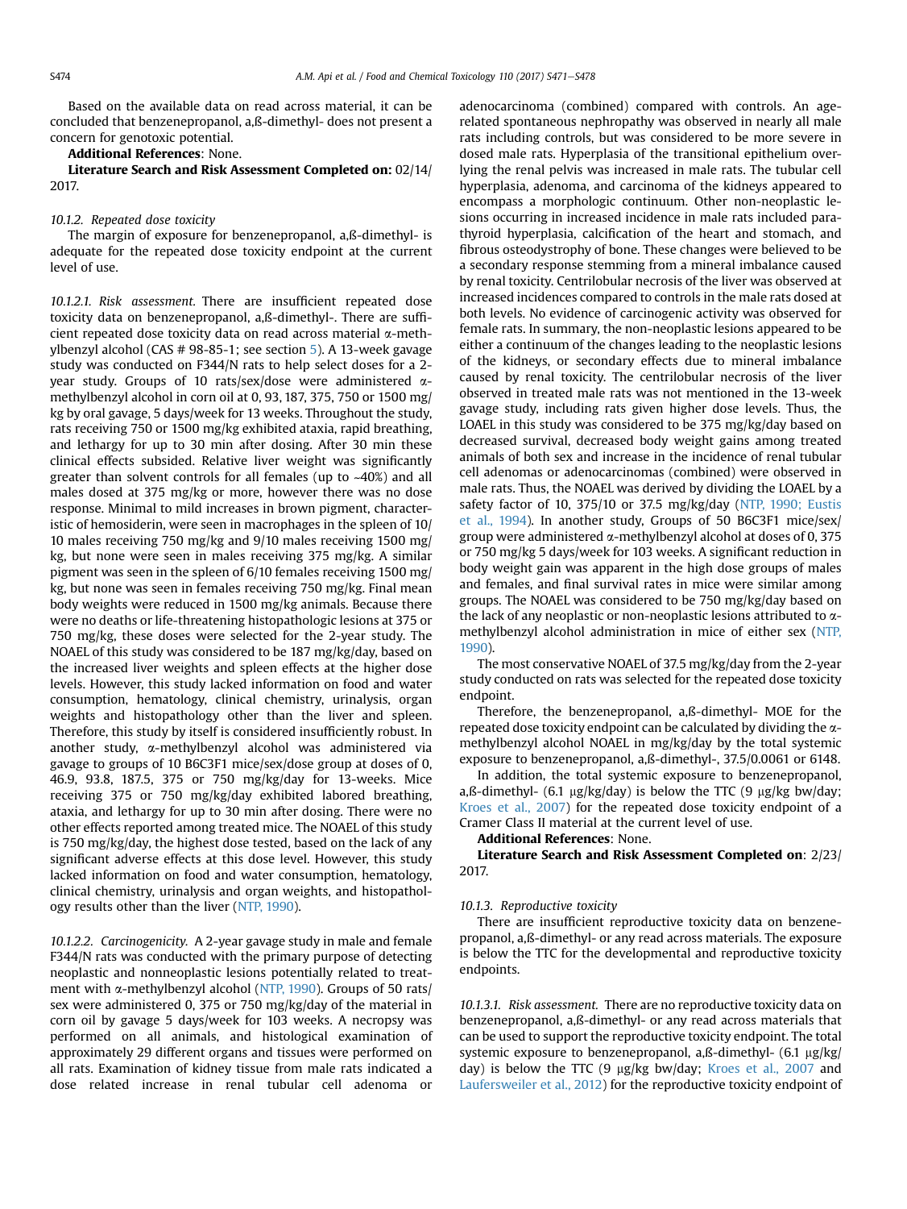Based on the available data on read across material, it can be concluded that benzenepropanol, a,ß-dimethyl- does not present a concern for genotoxic potential.

**Additional References**: None.

**Literature Search and Risk Assessment Completed on:** 02/14/2017.

#### 10.1.2. Repeated dose toxicity

The margin of exposure for benzenepropanol, a,ß-dimethyl- is adequate for the repeated dose toxicity endpoint at the current level of use.

*10.1.2.1. Risk assessment.* There are insufficient repeated dose toxicity data on benzenepropanol, a,ß-dimethyl-. There are sufficient repeated dose toxicity data on read across material α-methylbenzyl alcohol (CAS # 98-85-1; see section 5). A 13-week gavage study was conducted on F344/N rats to help select doses for a 2-year study. Groups of 10 rats/sex/dose were administered α-methylbenzyl alcohol in corn oil at 0, 93, 187, 375, 750 or 1500 mg/kg by oral gavage, 5 days/week for 13 weeks. Throughout the study, rats receiving 750 or 1500 mg/kg exhibited ataxia, rapid breathing, and lethargy for up to 30 min after dosing. After 30 min these clinical effects subsided. Relative liver weight was significantly greater than solvent controls for all females (up to ~40%) and all males dosed at 375 mg/kg or more, however there was no dose response. Minimal to mild increases in brown pigment, characteristic of hemosiderin, were seen in macrophages in the spleen of 10/10 males receiving 750 mg/kg and 9/10 males receiving 1500 mg/kg, but none were seen in males receiving 375 mg/kg. A similar pigment was seen in the spleen of 6/10 females receiving 1500 mg/kg, but none was seen in females receiving 750 mg/kg. Final mean body weights were reduced in 1500 mg/kg animals. Because there were no deaths or life-threatening histopathologic lesions at 375 or 750 mg/kg, these doses were selected for the 2-year study. The NOAEL of this study was considered to be 187 mg/kg/day, based on the increased liver weights and spleen effects at the higher dose levels. However, this study lacked information on food and water consumption, hematology, clinical chemistry, urinalysis, organ weights and histopathology other than the liver and spleen. Therefore, this study by itself is considered insufficiently robust. In another study, α-methylbenzyl alcohol was administered via gavage to groups of 10 B6C3F1 mice/sex/dose group at doses of 0, 46.9, 93.8, 187.5, 375 or 750 mg/kg/day for 13-weeks. Mice receiving 375 or 750 mg/kg/day exhibited labored breathing, ataxia, and lethargy for up to 30 min after dosing. There were no other effects reported among treated mice. The NOAEL of this study is 750 mg/kg/day, the highest dose tested, based on the lack of any significant adverse effects at this dose level. However, this study lacked information on food and water consumption, hematology, clinical chemistry, urinalysis and organ weights, and histopathology results other than the liver (NTP, 1990).

*10.1.2.2. Carcinogenicity.* A 2-year gavage study in male and female F344/N rats was conducted with the primary purpose of detecting neoplastic and nonneoplastic lesions potentially related to treatment with α-methylbenzyl alcohol (NTP, 1990). Groups of 50 rats/sex were administered 0, 375 or 750 mg/kg/day of the material in corn oil by gavage 5 days/week for 103 weeks. A necropsy was performed on all animals, and histological examination of approximately 29 different organs and tissues were performed on all rats. Examination of kidney tissue from male rats indicated a dose related increase in renal tubular cell adenoma or adenocarcinoma (combined) compared with controls. An age-related spontaneous nephropathy was observed in nearly all male rats including controls, but was considered to be more severe in dosed male rats. Hyperplasia of the transitional epithelium overlying the renal pelvis was increased in male rats. The tubular cell hyperplasia, adenoma, and carcinoma of the kidneys appeared to encompass a morphologic continuum. Other non-neoplastic lesions occurring in increased incidence in male rats included parathyroid hyperplasia, calcification of the heart and stomach, and fibrous osteodystrophy of bone. These changes were believed to be a secondary response stemming from a mineral imbalance caused by renal toxicity. Centrilobular necrosis of the liver was observed at increased incidences compared to controls in the male rats dosed at both levels. No evidence of carcinogenic activity was observed for female rats. In summary, the non-neoplastic lesions appeared to be either a continuum of the changes leading to the neoplastic lesions of the kidneys, or secondary effects due to mineral imbalance caused by renal toxicity. The centrilobular necrosis of the liver observed in treated male rats was not mentioned in the 13-week gavage study, including rats given higher dose levels. Thus, the LOAEL in this study was considered to be 375 mg/kg/day based on decreased survival, decreased body weight gains among treated animals of both sex and increase in the incidence of renal tubular cell adenomas or adenocarcinomas (combined) were observed in male rats. Thus, the NOAEL was derived by dividing the LOAEL by a safety factor of 10, 375/10 or 37.5 mg/kg/day (NTP, 1990; Eustis et al., 1994). In another study, Groups of 50 B6C3F1 mice/sex/group were administered α-methylbenzyl alcohol at doses of 0, 375 or 750 mg/kg 5 days/week for 103 weeks. A significant reduction in body weight gain was apparent in the high dose groups of males and females, and final survival rates in mice were similar among groups. The NOAEL was considered to be 750 mg/kg/day based on the lack of any neoplastic or non-neoplastic lesions attributed to α-methylbenzyl alcohol administration in mice of either sex (NTP, 1990).

The most conservative NOAEL of 37.5 mg/kg/day from the 2-year study conducted on rats was selected for the repeated dose toxicity endpoint.

Therefore, the benzenepropanol, a,ß-dimethyl- MOE for the repeated dose toxicity endpoint can be calculated by dividing the α-methylbenzyl alcohol NOAEL in mg/kg/day by the total systemic exposure to benzenepropanol, a,ß-dimethyl-, 37.5/0.0061 or 6148.

In addition, the total systemic exposure to benzenepropanol, a,ß-dimethyl- (6.1 μg/kg/day) is below the TTC (9 μg/kg bw/day; Kroes et al., 2007) for the repeated dose toxicity endpoint of a Cramer Class II material at the current level of use.

**Additional References**: None.

**Literature Search and Risk Assessment Completed on**: 2/23/2017.

#### 10.1.3. Reproductive toxicity

There are insufficient reproductive toxicity data on benzenepropanol, a,ß-dimethyl- or any read across materials. The exposure is below the TTC for the developmental and reproductive toxicity endpoints.

*10.1.3.1. Risk assessment.* There are no reproductive toxicity data on benzenepropanol, a,ß-dimethyl- or any read across materials that can be used to support the reproductive toxicity endpoint. The total systemic exposure to benzenepropanol, a,ß-dimethyl- (6.1 μg/kg/day) is below the TTC (9 μg/kg bw/day; Kroes et al., 2007 and Laufersweiler et al., 2012) for the reproductive toxicity endpoint of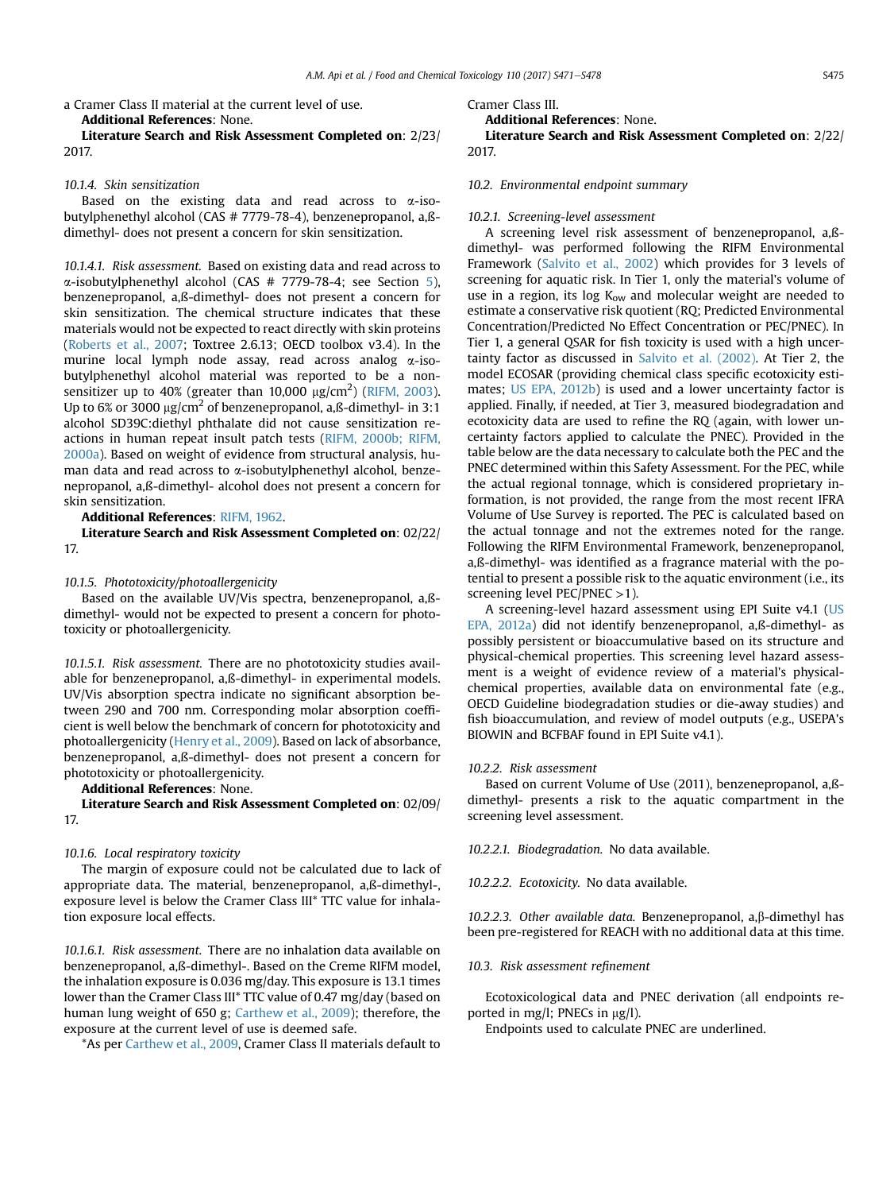a Cramer Class II material at the current level of use.

**Additional References**: None.

**Literature Search and Risk Assessment Completed on**: 2/23/2017.

*10.1.4. Skin sensitization*

Based on the existing data and read across to α-isobutylphenethyl alcohol (CAS # 7779-78-4), benzenepropanol, a,ß-dimethyl- does not present a concern for skin sensitization.

*10.1.4.1. Risk assessment.* Based on existing data and read across to α-isobutylphenethyl alcohol (CAS # 7779-78-4; see Section 5), benzenepropanol, a,ß-dimethyl- does not present a concern for skin sensitization. The chemical structure indicates that these materials would not be expected to react directly with skin proteins (Roberts et al., 2007; Toxtree 2.6.13; OECD toolbox v3.4). In the murine local lymph node assay, read across analog α-isobutylphenethyl alcohol material was reported to be a non-sensitizer up to 40% (greater than 10,000 μg/cm$^2$) (RIFM, 2003). Up to 6% or 3000 μg/cm$^2$ of benzenepropanol, a,ß-dimethyl- in 3:1 alcohol SD39C:diethyl phthalate did not cause sensitization reactions in human repeat insult patch tests (RIFM, 2000b; RIFM, 2000a). Based on weight of evidence from structural analysis, human data and read across to α-isobutylphenethyl alcohol, benzenepropanol, a,ß-dimethyl- alcohol does not present a concern for skin sensitization.

**Additional References**: RIFM, 1962.

**Literature Search and Risk Assessment Completed on**: 02/22/17.

*10.1.5. Phototoxicity/photoallergenicity*

Based on the available UV/Vis spectra, benzenepropanol, a,ß-dimethyl- would not be expected to present a concern for phototoxicity or photoallergenicity.

*10.1.5.1. Risk assessment.* There are no phototoxicity studies available for benzenepropanol, a,ß-dimethyl- in experimental models. UV/Vis absorption spectra indicate no significant absorption between 290 and 700 nm. Corresponding molar absorption coefficient is well below the benchmark of concern for phototoxicity and photoallergenicity (Henry et al., 2009). Based on lack of absorbance, benzenepropanol, a,ß-dimethyl- does not present a concern for phototoxicity or photoallergenicity.

**Additional References**: None.

**Literature Search and Risk Assessment Completed on**: 02/09/17.

*10.1.6. Local respiratory toxicity*

The margin of exposure could not be calculated due to lack of appropriate data. The material, benzenepropanol, a,ß-dimethyl-, exposure level is below the Cramer Class III* TTC value for inhalation exposure local effects.

*10.1.6.1. Risk assessment.* There are no inhalation data available on benzenepropanol, a,ß-dimethyl-. Based on the Creme RIFM model, the inhalation exposure is 0.036 mg/day. This exposure is 13.1 times lower than the Cramer Class III* TTC value of 0.47 mg/day (based on human lung weight of 650 g; Carthew et al., 2009); therefore, the exposure at the current level of use is deemed safe.

*As per Carthew et al., 2009, Cramer Class II materials default to Cramer Class III.

**Additional References**: None.

**Literature Search and Risk Assessment Completed on**: 2/22/2017.

*10.2. Environmental endpoint summary*

*10.2.1. Screening-level assessment*

A screening level risk assessment of benzenepropanol, a,ß-dimethyl- was performed following the RIFM Environmental Framework (Salvito et al., 2002) which provides for 3 levels of screening for aquatic risk. In Tier 1, only the material's volume of use in a region, its log $K_{ow}$ and molecular weight are needed to estimate a conservative risk quotient (RQ; Predicted Environmental Concentration/Predicted No Effect Concentration or PEC/PNEC). In Tier 1, a general QSAR for fish toxicity is used with a high uncertainty factor as discussed in Salvito et al. (2002). At Tier 2, the model ECOSAR (providing chemical class specific ecotoxicity estimates; US EPA, 2012b) is used and a lower uncertainty factor is applied. Finally, if needed, at Tier 3, measured biodegradation and ecotoxicity data are used to refine the RQ (again, with lower uncertainty factors applied to calculate the PNEC). Provided in the table below are the data necessary to calculate both the PEC and the PNEC determined within this Safety Assessment. For the PEC, while the actual regional tonnage, which is considered proprietary information, is not provided, the range from the most recent IFRA Volume of Use Survey is reported. The PEC is calculated based on the actual tonnage and not the extremes noted for the range. Following the RIFM Environmental Framework, benzenepropanol, a,ß-dimethyl- was identified as a fragrance material with the potential to present a possible risk to the aquatic environment (i.e., its screening level PEC/PNEC >1).

A screening-level hazard assessment using EPI Suite v4.1 (US EPA, 2012a) did not identify benzenepropanol, a,ß-dimethyl- as possibly persistent or bioaccumulative based on its structure and physical-chemical properties. This screening level hazard assessment is a weight of evidence review of a material's physical-chemical properties, available data on environmental fate (e.g., OECD Guideline biodegradation studies or die-away studies) and fish bioaccumulation, and review of model outputs (e.g., USEPA's BIOWIN and BCFBAF found in EPI Suite v4.1).

*10.2.2. Risk assessment*

Based on current Volume of Use (2011), benzenepropanol, a,ß-dimethyl- presents a risk to the aquatic compartment in the screening level assessment.

*10.2.2.1. Biodegradation.* No data available.

*10.2.2.2. Ecotoxicity.* No data available.

*10.2.2.3. Other available data.* Benzenepropanol, a,β-dimethyl has been pre-registered for REACH with no additional data at this time.

*10.3. Risk assessment refinement*

Ecotoxicological data and PNEC derivation (all endpoints reported in mg/l; PNECs in μg/l).

Endpoints used to calculate PNEC are underlined.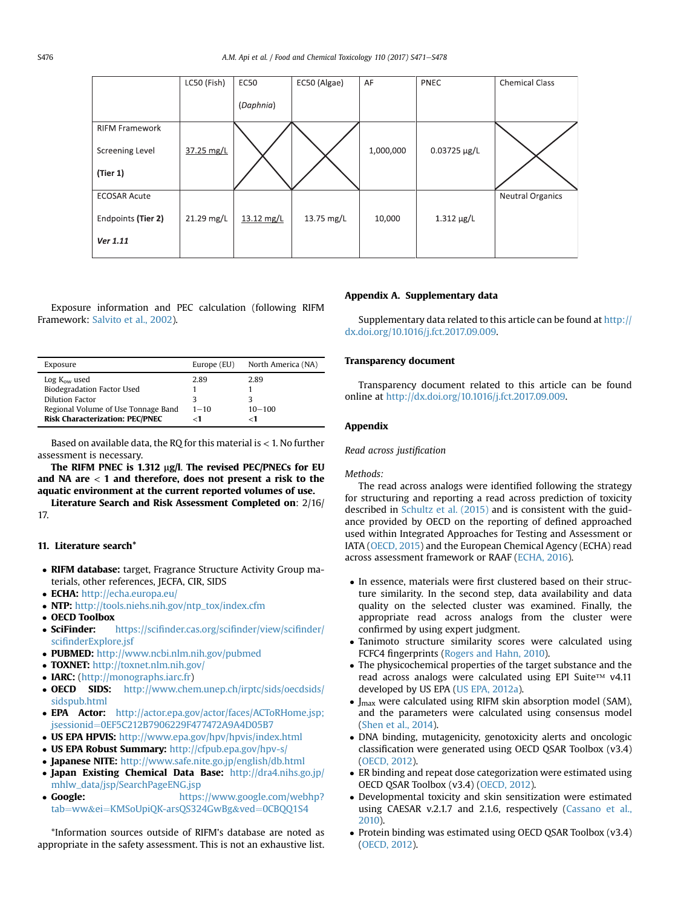| | LC50 (Fish) | EC50 (*Daphnia*) | EC50 (Algae) | AF | PNEC | Chemical Class |
|---|---|---|---|---|---|---|
| RIFM Framework Screening Level **(Tier 1)** | 37.25 mg/L | X | X | 1,000,000 | 0.03725 μg/L | X |
| ECOSAR Acute Endpoints **(Tier 2)** ***Ver 1.11*** | 21.29 mg/L | 13.12 mg/L | 13.75 mg/L | 10,000 | 1.312 μg/L | Neutral Organics |

Exposure information and PEC calculation (following RIFM Framework: Salvito et al., 2002).

| Exposure | Europe (EU) | North America (NA) |
|---|---|---|
| Log $K_{ow}$ used | 2.89 | 2.89 |
| Biodegradation Factor Used | 1 | 1 |
| Dilution Factor | 3 | 3 |
| Regional Volume of Use Tonnage Band | 1–10 | 10–100 |
| **Risk Characterization: PEC/PNEC** | **<1** | **<1** |

Based on available data, the RQ for this material is < 1. No further assessment is necessary.

**The RIFM PNEC is 1.312 μg/l. The revised PEC/PNECs for EU and NA are < 1 and therefore, does not present a risk to the aquatic environment at the current reported volumes of use.**

**Literature Search and Risk Assessment Completed on**: 2/16/17.

## 11. Literature search*

- **RIFM database:** target, Fragrance Structure Activity Group materials, other references, JECFA, CIR, SIDS
- **ECHA:** http://echa.europa.eu/
- **NTP:** http://tools.niehs.nih.gov/ntp_tox/index.cfm
- **OECD Toolbox**
- **SciFinder:** https://scifinder.cas.org/scifinder/view/scifinder/scifinderExplore.jsf
- **PUBMED:** http://www.ncbi.nlm.nih.gov/pubmed
- **TOXNET:** http://toxnet.nlm.nih.gov/
- **IARC:** (http://monographs.iarc.fr)
- **OECD SIDS:** http://www.chem.unep.ch/irptc/sids/oecdsids/sidspub.html
- **EPA Actor:** http://actor.epa.gov/actor/faces/ACToRHome.jsp;jsessionid=0EF5C212B7906229F477472A9A4D05B7
- **US EPA HPVIS:** http://www.epa.gov/hpv/hpvis/index.html
- **US EPA Robust Summary:** http://cfpub.epa.gov/hpv-s/
- **Japanese NITE:** http://www.safe.nite.go.jp/english/db.html
- **Japan Existing Chemical Data Base:** http://dra4.nihs.go.jp/mhlw_data/jsp/SearchPageENG.jsp
- **Google:** https://www.google.com/webhp?tab=ww&ei=KMSoUpiQK-arsQS324GwBg&ved=0CBQQ1S4

*Information sources outside of RIFM's database are noted as appropriate in the safety assessment. This is not an exhaustive list.

## Appendix A. Supplementary data

Supplementary data related to this article can be found at http://dx.doi.org/10.1016/j.fct.2017.09.009.

## Transparency document

Transparency document related to this article can be found online at http://dx.doi.org/10.1016/j.fct.2017.09.009.

## Appendix

*Read across justification*

*Methods:*

The read across analogs were identified following the strategy for structuring and reporting a read across prediction of toxicity described in Schultz et al. (2015) and is consistent with the guidance provided by OECD on the reporting of defined approached used within Integrated Approaches for Testing and Assessment or IATA (OECD, 2015) and the European Chemical Agency (ECHA) read across assessment framework or RAAF (ECHA, 2016).

- In essence, materials were first clustered based on their structure similarity. In the second step, data availability and data quality on the selected cluster was examined. Finally, the appropriate read across analogs from the cluster were confirmed by using expert judgment.
- Tanimoto structure similarity scores were calculated using FCFC4 fingerprints (Rogers and Hahn, 2010).
- The physicochemical properties of the target substance and the read across analogs were calculated using EPI Suite™ v4.11 developed by US EPA (US EPA, 2012a).
- $J_{max}$ were calculated using RIFM skin absorption model (SAM), and the parameters were calculated using consensus model (Shen et al., 2014).
- DNA binding, mutagenicity, genotoxicity alerts and oncologic classification were generated using OECD QSAR Toolbox (v3.4) (OECD, 2012).
- ER binding and repeat dose categorization were estimated using OECD QSAR Toolbox (v3.4) (OECD, 2012).
- Developmental toxicity and skin sensitization were estimated using CAESAR v.2.1.7 and 2.1.6, respectively (Cassano et al., 2010).
- Protein binding was estimated using OECD QSAR Toolbox (v3.4) (OECD, 2012).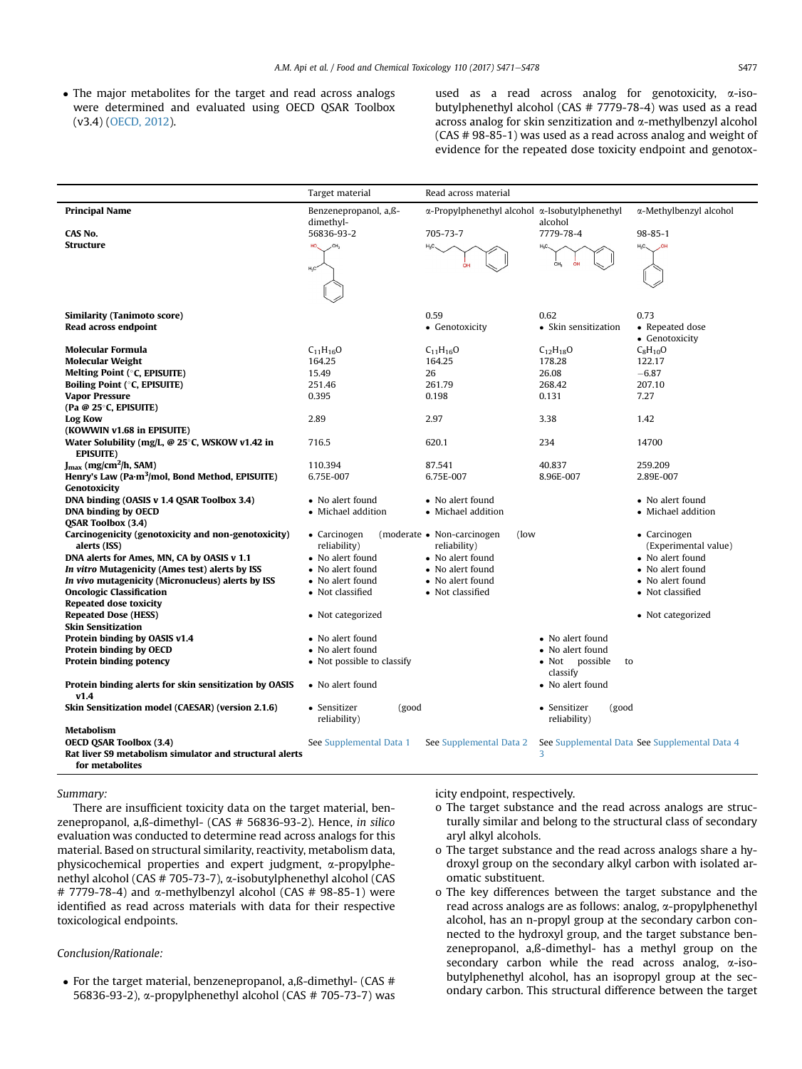- The major metabolites for the target and read across analogs were determined and evaluated using OECD QSAR Toolbox (v3.4) (OECD, 2012).

| | Target material | Read across material | | |
|---|---|---|---|---|
| **Principal Name** | Benzenepropanol, a,ß-dimethyl- | α-Propylphenethyl alcohol | α-Isobutylphenethyl alcohol | α-Methylbenzyl alcohol |
| **CAS No.** | 56836-93-2 | 705-73-7 | 7779-78-4 | 98-85-1 |
| **Structure** | | | | |
| **Similarity (Tanimoto score)** | | 0.59 | 0.62 | 0.73 |
| **Read across endpoint** | | • Genotoxicity | • Skin sensitization | • Repeated dose • Genotoxicity |
| **Molecular Formula** | $C_{11}H_{16}O$ | $C_{11}H_{16}O$ | $C_{12}H_{18}O$ | $C_8H_{10}O$ |
| **Molecular Weight** | 164.25 | 164.25 | 178.28 | 122.17 |
| **Melting Point (°C, EPISUITE)** | 15.49 | 26 | 26.08 | −6.87 |
| **Boiling Point (°C, EPISUITE)** | 251.46 | 261.79 | 268.42 | 207.10 |
| **Vapor Pressure (Pa @ 25°C, EPISUITE)** | 0.395 | 0.198 | 0.131 | 7.27 |
| **Log Kow (KOWWIN v1.68 in EPISUITE)** | 2.89 | 2.97 | 3.38 | 1.42 |
| **Water Solubility (mg/L, @ 25°C, WSKOW v1.42 in EPISUITE)** | 716.5 | 620.1 | 234 | 14700 |
| **$J_{max}$ (mg/cm²/h, SAM)** | 110.394 | 87.541 | 40.837 | 259.209 |
| **Henry's Law (Pa·m³/mol, Bond Method, EPISUITE)** | 6.75E-007 | 6.75E-007 | 8.96E-007 | 2.89E-007 |
| **Genotoxicity** | | | | |
| **DNA binding (OASIS v 1.4 QSAR Toolbox 3.4)** | • No alert found | • No alert found | | • No alert found |
| **DNA binding by OECD QSAR Toolbox (3.4)** | • Michael addition | • Michael addition | | • Michael addition |
| **Carcinogenicity (genotoxicity and non-genotoxicity) alerts (ISS)** | • Carcinogen (moderate reliability) | • Non-carcinogen (low reliability) | | • Carcinogen (Experimental value) |
| **DNA alerts for Ames, MN, CA by OASIS v 1.1** | • No alert found | • No alert found | | • No alert found |
| ***In vitro* Mutagenicity (Ames test) alerts by ISS** | • No alert found | • No alert found | | • No alert found |
| ***In vivo* mutagenicity (Micronucleus) alerts by ISS** | • No alert found | • No alert found | | • No alert found |
| **Oncologic Classification** | • Not classified | • Not classified | | • Not classified |
| **Repeated dose toxicity** | | | | |
| **Repeated Dose (HESS)** | • Not categorized | | | • Not categorized |
| **Skin Sensitization** | | | | |
| **Protein binding by OASIS v1.4** | • No alert found | | • No alert found | |
| **Protein binding by OECD** | • No alert found | | • No alert found | |
| **Protein binding potency** | • Not possible to classify | | • Not possible to classify | |
| **Protein binding alerts for skin sensitization by OASIS v1.4** | • No alert found | | • No alert found | |
| **Skin Sensitization model (CAESAR) (version 2.1.6)** | • Sensitizer (good reliability) | | • Sensitizer (good reliability) | |
| **Metabolism** | | | | |
| **OECD QSAR Toolbox (3.4) Rat liver S9 metabolism simulator and structural alerts for metabolites** | See Supplemental Data 1 | See Supplemental Data 2 | See Supplemental Data 3 | See Supplemental Data 4 |

*Summary:*

There are insufficient toxicity data on the target material, benzenepropanol, a,ß-dimethyl- (CAS # 56836-93-2). Hence, *in silico* evaluation was conducted to determine read across analogs for this material. Based on structural similarity, reactivity, metabolism data, physicochemical properties and expert judgment, α-propylphenethyl alcohol (CAS # 705-73-7), α-isobutylphenethyl alcohol (CAS # 7779-78-4) and α-methylbenzyl alcohol (CAS # 98-85-1) were identified as read across materials with data for their respective toxicological endpoints.

*Conclusion/Rationale:*

- For the target material, benzenepropanol, a,ß-dimethyl- (CAS # 56836-93-2), α-propylphenethyl alcohol (CAS # 705-73-7) was used as a read across analog for genotoxicity, α-isobutylphenethyl alcohol (CAS # 7779-78-4) was used as a read across analog for skin senzitization and α-methylbenzyl alcohol (CAS # 98-85-1) was used as a read across analog and weight of evidence for the repeated dose toxicity endpoint and genotoxicity endpoint, respectively.
  - o The target substance and the read across analogs are structurally similar and belong to the structural class of secondary aryl alkyl alcohols.
  - o The target substance and the read across analogs share a hydroxyl group on the secondary alkyl carbon with isolated aromatic substituent.
  - o The key differences between the target substance and the read across analogs are as follows: analog, α-propylphenethyl alcohol, has an n-propyl group at the secondary carbon connected to the hydroxyl group, and the target substance benzenepropanol, a,ß-dimethyl- has a methyl group on the secondary carbon while the read across analog, α-isobutylphenethyl alcohol, has an isopropyl group at the secondary carbon. This structural difference between the target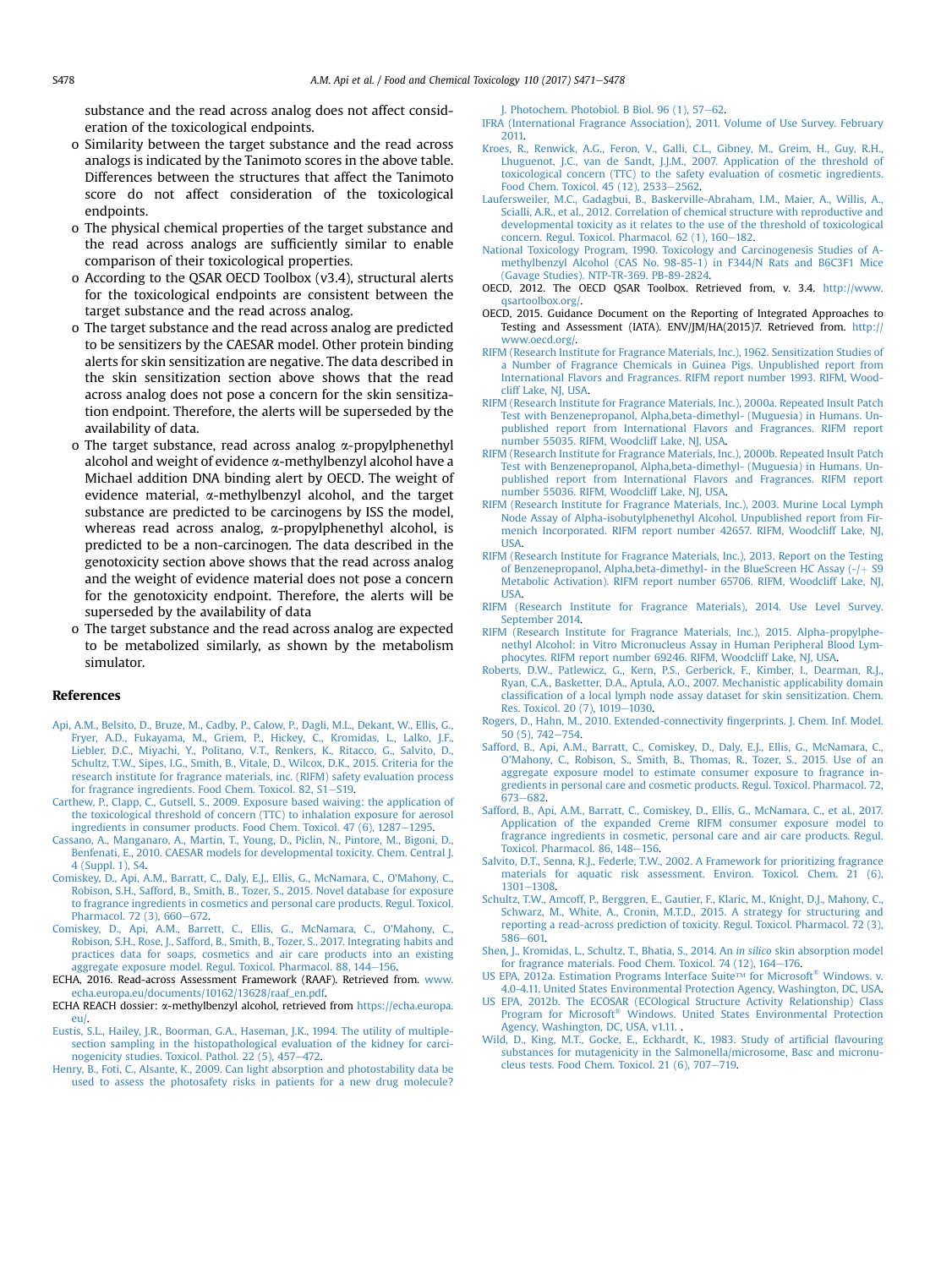substance and the read across analog does not affect consideration of the toxicological endpoints.

- o Similarity between the target substance and the read across analogs is indicated by the Tanimoto scores in the above table. Differences between the structures that affect the Tanimoto score do not affect consideration of the toxicological endpoints.
- o The physical chemical properties of the target substance and the read across analogs are sufficiently similar to enable comparison of their toxicological properties.
- o According to the QSAR OECD Toolbox (v3.4), structural alerts for the toxicological endpoints are consistent between the target substance and the read across analog.
- o The target substance and the read across analog are predicted to be sensitizers by the CAESAR model. Other protein binding alerts for skin sensitization are negative. The data described in the skin sensitization section above shows that the read across analog does not pose a concern for the skin sensitization endpoint. Therefore, the alerts will be superseded by the availability of data.
- o The target substance, read across analog α-propylphenethyl alcohol and weight of evidence α-methylbenzyl alcohol have a Michael addition DNA binding alert by OECD. The weight of evidence material, α-methylbenzyl alcohol, and the target substance are predicted to be carcinogens by ISS the model, whereas read across analog, α-propylphenethyl alcohol, is predicted to be a non-carcinogen. The data described in the genotoxicity section above shows that the read across analog and the weight of evidence material does not pose a concern for the genotoxicity endpoint. Therefore, the alerts will be superseded by the availability of data
- o The target substance and the read across analog are expected to be metabolized similarly, as shown by the metabolism simulator.

## References

Api, A.M., Belsito, D., Bruze, M., Cadby, P., Calow, P., Dagli, M.L., Dekant, W., Ellis, G., Fryer, A.D., Fukayama, M., Griem, P., Hickey, C., Kromidas, L., Lalko, J.F., Liebler, D.C., Miyachi, Y., Politano, V.T., Renkers, K., Ritacco, G., Salvito, D., Schultz, T.W., Sipes, I.G., Smith, B., Vitale, D., Wilcox, D.K., 2015. Criteria for the research institute for fragrance materials, inc. (RIFM) safety evaluation process for fragrance ingredients. Food Chem. Toxicol. 82, S1–S19.

Carthew, P., Clapp, C., Gutsell, S., 2009. Exposure based waiving: the application of the toxicological threshold of concern (TTC) to inhalation exposure for aerosol ingredients in consumer products. Food Chem. Toxicol. 47 (6), 1287–1295.

Cassano, A., Manganaro, A., Martin, T., Young, D., Piclin, N., Pintore, M., Bigoni, D., Benfenati, E., 2010. CAESAR models for developmental toxicity. Chem. Central J. 4 (Suppl. 1), S4.

Comiskey, D., Api, A.M., Barratt, C., Daly, E.J., Ellis, G., McNamara, C., O'Mahony, C., Robison, S.H., Safford, B., Smith, B., Tozer, S., 2015. Novel database for exposure to fragrance ingredients in cosmetics and personal care products. Regul. Toxicol. Pharmacol. 72 (3), 660–672.

Comiskey, D., Api, A.M., Barrett, C., Ellis, G., McNamara, C., O'Mahony, C., Robison, S.H., Rose, J., Safford, B., Smith, B., Tozer, S., 2017. Integrating habits and practices data for soaps, cosmetics and air care products into an existing aggregate exposure model. Regul. Toxicol. Pharmacol. 88, 144–156.

ECHA, 2016. Read-across Assessment Framework (RAAF). Retrieved from. www.echa.europa.eu/documents/10162/13628/raaf_en.pdf.

ECHA REACH dossier: α-methylbenzyl alcohol, retrieved from https://echa.europa.eu/.

Eustis, S.L., Hailey, J.R., Boorman, G.A., Haseman, J.K., 1994. The utility of multiple-section sampling in the histopathological evaluation of the kidney for carcinogenicity studies. Toxicol. Pathol. 22 (5), 457–472.

Henry, B., Foti, C., Alsante, K., 2009. Can light absorption and photostability data be used to assess the photosafety risks in patients for a new drug molecule? J. Photochem. Photobiol. B Biol. 96 (1), 57–62.

IFRA (International Fragrance Association), 2011. Volume of Use Survey. February 2011.

Kroes, R., Renwick, A.G., Feron, V., Galli, C.L., Gibney, M., Greim, H., Guy, R.H., Lhuguenot, J.C., van de Sandt, J.J.M., 2007. Application of the threshold of toxicological concern (TTC) to the safety evaluation of cosmetic ingredients. Food Chem. Toxicol. 45 (12), 2533–2562.

Laufersweiler, M.C., Gadagbui, B., Baskerville-Abraham, I.M., Maier, A., Willis, A., Scialli, A.R., et al., 2012. Correlation of chemical structure with reproductive and developmental toxicity as it relates to the use of the threshold of toxicological concern. Regul. Toxicol. Pharmacol. 62 (1), 160–182.

National Toxicology Program, 1990. Toxicology and Carcinogenesis Studies of A-methylbenzyl Alcohol (CAS No. 98-85-1) in F344/N Rats and B6C3F1 Mice (Gavage Studies). NTP-TR-369. PB-89-2824.

OECD, 2012. The OECD QSAR Toolbox. Retrieved from, v. 3.4. http://www.qsartoolbox.org/.

OECD, 2015. Guidance Document on the Reporting of Integrated Approaches to Testing and Assessment (IATA). ENV/JM/HA(2015)7. Retrieved from. http://www.oecd.org/.

RIFM (Research Institute for Fragrance Materials, Inc.), 1962. Sensitization Studies of a Number of Fragrance Chemicals in Guinea Pigs. Unpublished report from International Flavors and Fragrances. RIFM report number 1993. RIFM, Woodcliff Lake, NJ, USA.

RIFM (Research Institute for Fragrance Materials, Inc.), 2000a. Repeated Insult Patch Test with Benzenepropanol, Alpha,beta-dimethyl- (Muguesia) in Humans. Unpublished report from International Flavors and Fragrances. RIFM report number 55035. RIFM, Woodcliff Lake, NJ, USA.

RIFM (Research Institute for Fragrance Materials, Inc.), 2000b. Repeated Insult Patch Test with Benzenepropanol, Alpha,beta-dimethyl- (Muguesia) in Humans. Unpublished report from International Flavors and Fragrances. RIFM report number 55036. RIFM, Woodcliff Lake, NJ, USA.

RIFM (Research Institute for Fragrance Materials, Inc.), 2003. Murine Local Lymph Node Assay of Alpha-isobutylphenethyl Alcohol. Unpublished report from Firmenich Incorporated. RIFM report number 42657. RIFM, Woodcliff Lake, NJ, USA.

RIFM (Research Institute for Fragrance Materials, Inc.), 2013. Report on the Testing of Benzenepropanol, Alpha,beta-dimethyl- in the BlueScreen HC Assay (-/+ S9 Metabolic Activation). RIFM report number 65706. RIFM, Woodcliff Lake, NJ, USA.

RIFM (Research Institute for Fragrance Materials), 2014. Use Level Survey. September 2014.

RIFM (Research Institute for Fragrance Materials, Inc.), 2015. Alpha-propylphenethyl Alcohol: in Vitro Micronucleus Assay in Human Peripheral Blood Lymphocytes. RIFM report number 69246. RIFM, Woodcliff Lake, NJ, USA.

Roberts, D.W., Patlewicz, G., Kern, P.S., Gerberick, F., Kimber, I., Dearman, R.J., Ryan, C.A., Basketter, D.A., Aptula, A.O., 2007. Mechanistic applicability domain classification of a local lymph node assay dataset for skin sensitization. Chem. Res. Toxicol. 20 (7), 1019–1030.

Rogers, D., Hahn, M., 2010. Extended-connectivity fingerprints. J. Chem. Inf. Model. 50 (5), 742–754.

Safford, B., Api, A.M., Barratt, C., Comiskey, D., Daly, E.J., Ellis, G., McNamara, C., O'Mahony, C., Robison, S., Smith, B., Thomas, R., Tozer, S., 2015. Use of an aggregate exposure model to estimate consumer exposure to fragrance ingredients in personal care and cosmetic products. Regul. Toxicol. Pharmacol. 72, 673–682.

Safford, B., Api, A.M., Barratt, C., Comiskey, D., Ellis, G., McNamara, C., et al., 2017. Application of the expanded Creme RIFM consumer exposure model to fragrance ingredients in cosmetic, personal care and air care products. Regul. Toxicol. Pharmacol. 86, 148–156.

Salvito, D.T., Senna, R.J., Federle, T.W., 2002. A Framework for prioritizing fragrance materials for aquatic risk assessment. Environ. Toxicol. Chem. 21 (6), 1301–1308.

Schultz, T.W., Amcoff, P., Berggren, E., Gautier, F., Klaric, M., Knight, D.J., Mahony, C., Schwarz, M., White, A., Cronin, M.T.D., 2015. A strategy for structuring and reporting a read-across prediction of toxicity. Regul. Toxicol. Pharmacol. 72 (3), 586–601.

Shen, J., Kromidas, L., Schultz, T., Bhatia, S., 2014. An *in silico* skin absorption model for fragrance materials. Food Chem. Toxicol. 74 (12), 164–176.

US EPA, 2012a. Estimation Programs Interface Suite™ for Microsoft® Windows. v. 4.0-4.11. United States Environmental Protection Agency, Washington, DC, USA.

US EPA, 2012b. The ECOSAR (ECOlogical Structure Activity Relationship) Class Program for Microsoft® Windows. United States Environmental Protection Agency, Washington, DC, USA, v1.11. .

Wild, D., King, M.T., Gocke, E., Eckhardt, K., 1983. Study of artificial flavouring substances for mutagenicity in the Salmonella/microsome, Basc and micronucleus tests. Food Chem. Toxicol. 21 (6), 707–719.